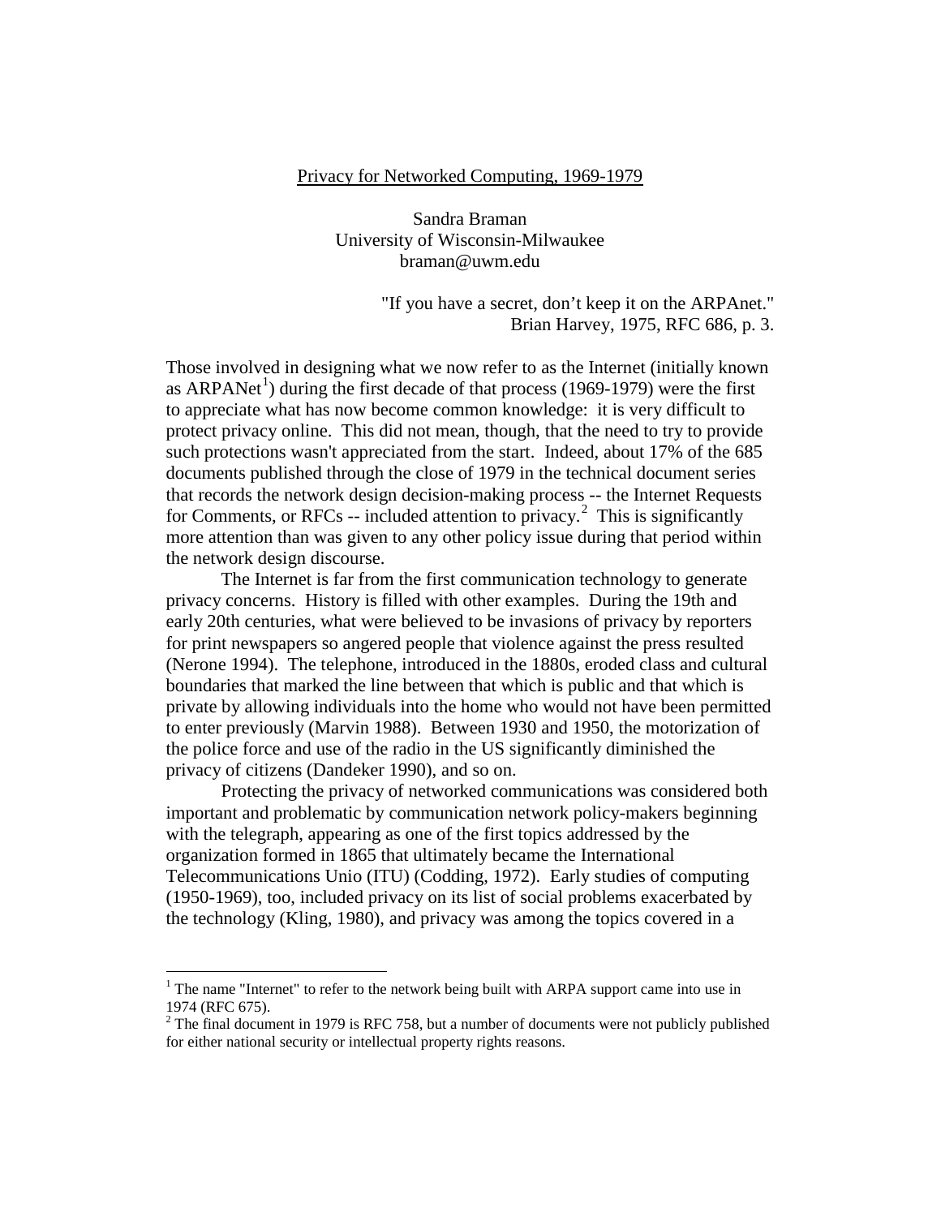# Privacy for Networked Computing, 1969-1979

Sandra Braman  
University of Wisconsin-Milwaukee  
braman@uwm.edu

> "If you have a secret, don't keep it on the ARPAnet."  
> Brian Harvey, 1975, RFC 686, p. 3.

Those involved in designing what we now refer to as the Internet (initially known as ARPANet[1]) during the first decade of that process (1969-1979) were the first to appreciate what has now become common knowledge: it is very difficult to protect privacy online. This did not mean, though, that the need to try to provide such protections wasn't appreciated from the start. Indeed, about 17% of the 685 documents published through the close of 1979 in the technical document series that records the network design decision-making process -- the Internet Requests for Comments, or RFCs -- included attention to privacy.[2] This is significantly more attention than was given to any other policy issue during that period within the network design discourse.

The Internet is far from the first communication technology to generate privacy concerns. History is filled with other examples. During the 19th and early 20th centuries, what were believed to be invasions of privacy by reporters for print newspapers so angered people that violence against the press resulted (Nerone 1994). The telephone, introduced in the 1880s, eroded class and cultural boundaries that marked the line between that which is public and that which is private by allowing individuals into the home who would not have been permitted to enter previously (Marvin 1988). Between 1930 and 1950, the motorization of the police force and use of the radio in the US significantly diminished the privacy of citizens (Dandeker 1990), and so on.

Protecting the privacy of networked communications was considered both important and problematic by communication network policy-makers beginning with the telegraph, appearing as one of the first topics addressed by the organization formed in 1865 that ultimately became the International Telecommunications Unio (ITU) (Codding, 1972). Early studies of computing (1950-1969), too, included privacy on its list of social problems exacerbated by the technology (Kling, 1980), and privacy was among the topics covered in a

[1] The name "Internet" to refer to the network being built with ARPA support came into use in 1974 (RFC 675).

[2] The final document in 1979 is RFC 758, but a number of documents were not publicly published for either national security or intellectual property rights reasons.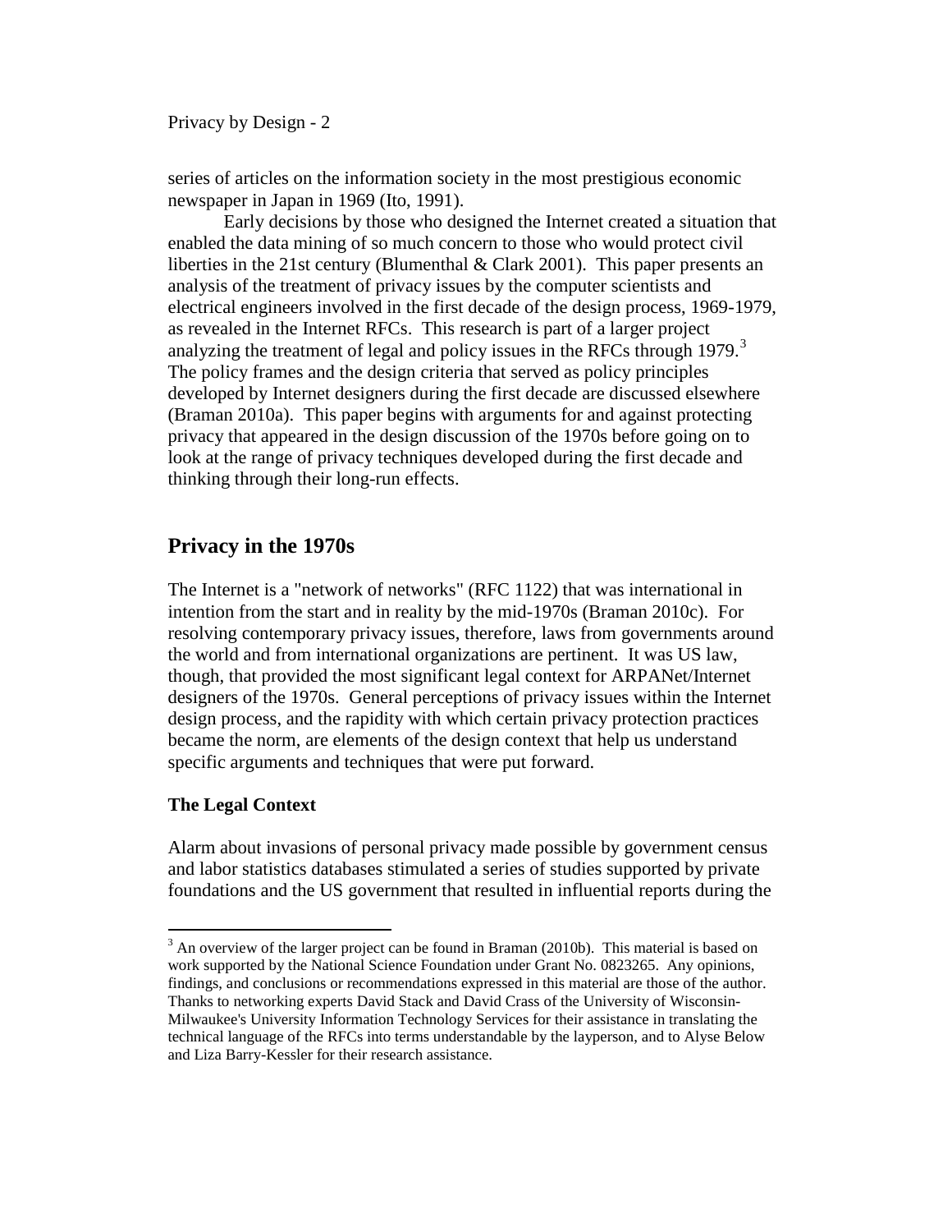series of articles on the information society in the most prestigious economic newspaper in Japan in 1969 (Ito, 1991).

Early decisions by those who designed the Internet created a situation that enabled the data mining of so much concern to those who would protect civil liberties in the 21st century (Blumenthal & Clark 2001). This paper presents an analysis of the treatment of privacy issues by the computer scientists and electrical engineers involved in the first decade of the design process, 1969-1979, as revealed in the Internet RFCs. This research is part of a larger project analyzing the treatment of legal and policy issues in the RFCs through 1979.[3] The policy frames and the design criteria that served as policy principles developed by Internet designers during the first decade are discussed elsewhere (Braman 2010a). This paper begins with arguments for and against protecting privacy that appeared in the design discussion of the 1970s before going on to look at the range of privacy techniques developed during the first decade and thinking through their long-run effects.

## Privacy in the 1970s

The Internet is a "network of networks" (RFC 1122) that was international in intention from the start and in reality by the mid-1970s (Braman 2010c). For resolving contemporary privacy issues, therefore, laws from governments around the world and from international organizations are pertinent. It was US law, though, that provided the most significant legal context for ARPANet/Internet designers of the 1970s. General perceptions of privacy issues within the Internet design process, and the rapidity with which certain privacy protection practices became the norm, are elements of the design context that help us understand specific arguments and techniques that were put forward.

### The Legal Context

Alarm about invasions of personal privacy made possible by government census and labor statistics databases stimulated a series of studies supported by private foundations and the US government that resulted in influential reports during the

[3] An overview of the larger project can be found in Braman (2010b). This material is based on work supported by the National Science Foundation under Grant No. 0823265. Any opinions, findings, and conclusions or recommendations expressed in this material are those of the author. Thanks to networking experts David Stack and David Crass of the University of Wisconsin-Milwaukee's University Information Technology Services for their assistance in translating the technical language of the RFCs into terms understandable by the layperson, and to Alyse Below and Liza Barry-Kessler for their research assistance.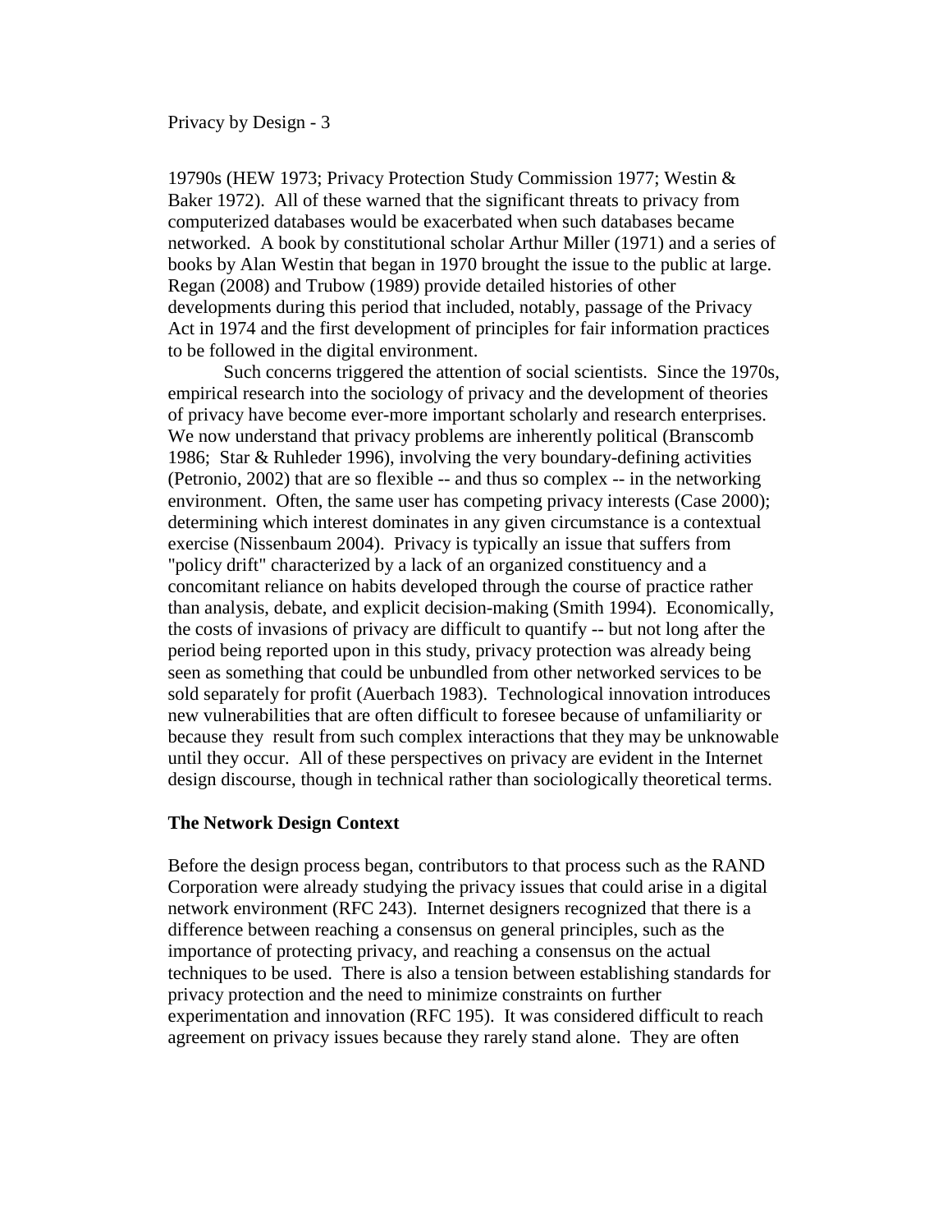19790s (HEW 1973; Privacy Protection Study Commission 1977; Westin & Baker 1972). All of these warned that the significant threats to privacy from computerized databases would be exacerbated when such databases became networked. A book by constitutional scholar Arthur Miller (1971) and a series of books by Alan Westin that began in 1970 brought the issue to the public at large. Regan (2008) and Trubow (1989) provide detailed histories of other developments during this period that included, notably, passage of the Privacy Act in 1974 and the first development of principles for fair information practices to be followed in the digital environment.

Such concerns triggered the attention of social scientists. Since the 1970s, empirical research into the sociology of privacy and the development of theories of privacy have become ever-more important scholarly and research enterprises. We now understand that privacy problems are inherently political (Branscomb 1986; Star & Ruhleder 1996), involving the very boundary-defining activities (Petronio, 2002) that are so flexible -- and thus so complex -- in the networking environment. Often, the same user has competing privacy interests (Case 2000); determining which interest dominates in any given circumstance is a contextual exercise (Nissenbaum 2004). Privacy is typically an issue that suffers from "policy drift" characterized by a lack of an organized constituency and a concomitant reliance on habits developed through the course of practice rather than analysis, debate, and explicit decision-making (Smith 1994). Economically, the costs of invasions of privacy are difficult to quantify -- but not long after the period being reported upon in this study, privacy protection was already being seen as something that could be unbundled from other networked services to be sold separately for profit (Auerbach 1983). Technological innovation introduces new vulnerabilities that are often difficult to foresee because of unfamiliarity or because they result from such complex interactions that they may be unknowable until they occur. All of these perspectives on privacy are evident in the Internet design discourse, though in technical rather than sociologically theoretical terms.

### The Network Design Context

Before the design process began, contributors to that process such as the RAND Corporation were already studying the privacy issues that could arise in a digital network environment (RFC 243). Internet designers recognized that there is a difference between reaching a consensus on general principles, such as the importance of protecting privacy, and reaching a consensus on the actual techniques to be used. There is also a tension between establishing standards for privacy protection and the need to minimize constraints on further experimentation and innovation (RFC 195). It was considered difficult to reach agreement on privacy issues because they rarely stand alone. They are often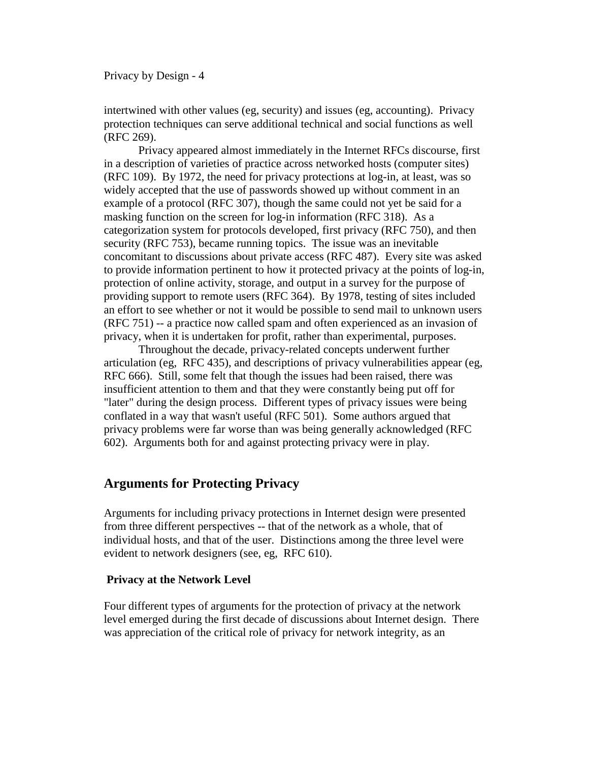intertwined with other values (eg, security) and issues (eg, accounting). Privacy protection techniques can serve additional technical and social functions as well (RFC 269).

Privacy appeared almost immediately in the Internet RFCs discourse, first in a description of varieties of practice across networked hosts (computer sites) (RFC 109). By 1972, the need for privacy protections at log-in, at least, was so widely accepted that the use of passwords showed up without comment in an example of a protocol (RFC 307), though the same could not yet be said for a masking function on the screen for log-in information (RFC 318). As a categorization system for protocols developed, first privacy (RFC 750), and then security (RFC 753), became running topics. The issue was an inevitable concomitant to discussions about private access (RFC 487). Every site was asked to provide information pertinent to how it protected privacy at the points of log-in, protection of online activity, storage, and output in a survey for the purpose of providing support to remote users (RFC 364). By 1978, testing of sites included an effort to see whether or not it would be possible to send mail to unknown users (RFC 751) -- a practice now called spam and often experienced as an invasion of privacy, when it is undertaken for profit, rather than experimental, purposes.

Throughout the decade, privacy-related concepts underwent further articulation (eg, RFC 435), and descriptions of privacy vulnerabilities appear (eg, RFC 666). Still, some felt that though the issues had been raised, there was insufficient attention to them and that they were constantly being put off for "later" during the design process. Different types of privacy issues were being conflated in a way that wasn't useful (RFC 501). Some authors argued that privacy problems were far worse than was being generally acknowledged (RFC 602). Arguments both for and against protecting privacy were in play.

## Arguments for Protecting Privacy

Arguments for including privacy protections in Internet design were presented from three different perspectives -- that of the network as a whole, that of individual hosts, and that of the user. Distinctions among the three level were evident to network designers (see, eg, RFC 610).

### Privacy at the Network Level

Four different types of arguments for the protection of privacy at the network level emerged during the first decade of discussions about Internet design. There was appreciation of the critical role of privacy for network integrity, as an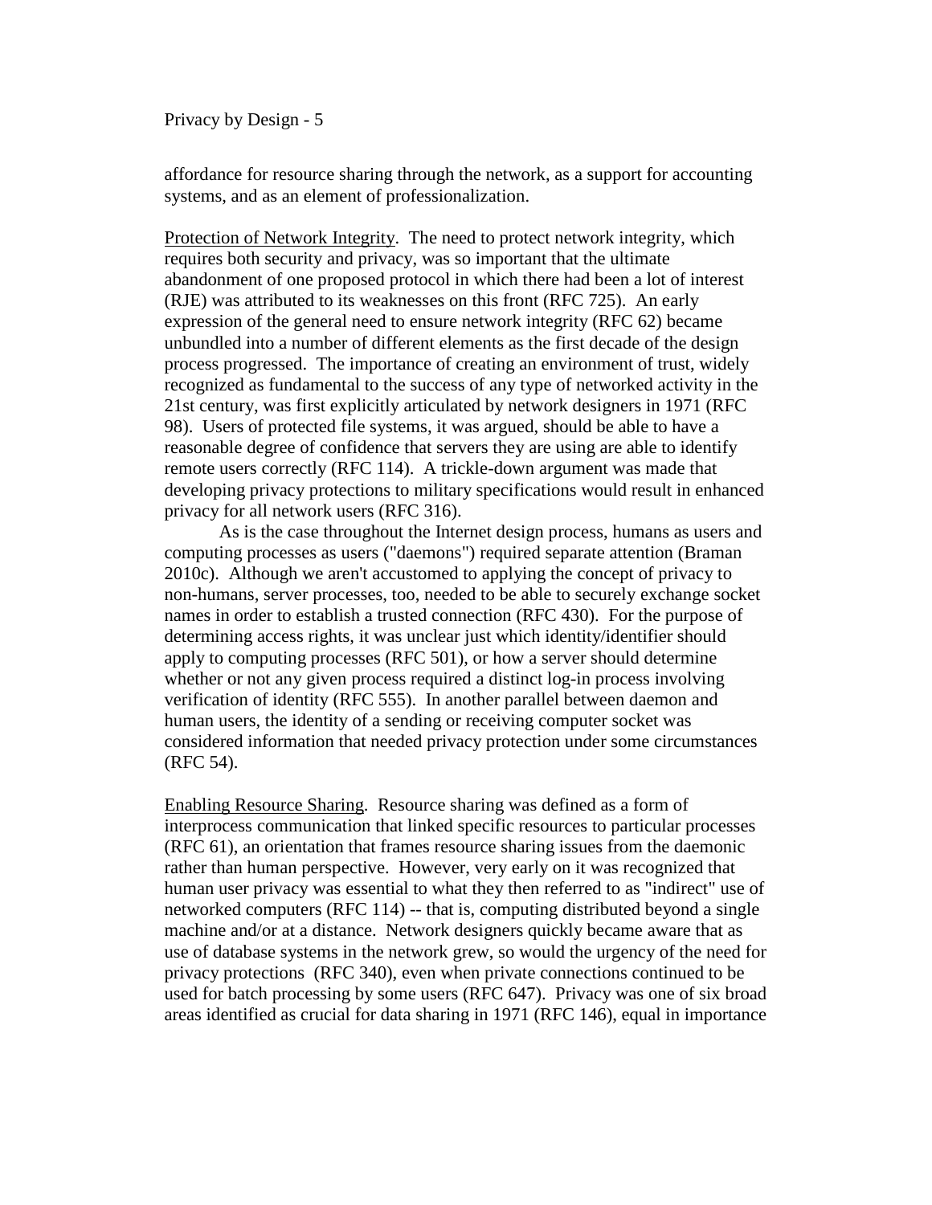affordance for resource sharing through the network, as a support for accounting systems, and as an element of professionalization.

<u>Protection of Network Integrity</u>. The need to protect network integrity, which requires both security and privacy, was so important that the ultimate abandonment of one proposed protocol in which there had been a lot of interest (RJE) was attributed to its weaknesses on this front (RFC 725). An early expression of the general need to ensure network integrity (RFC 62) became unbundled into a number of different elements as the first decade of the design process progressed. The importance of creating an environment of trust, widely recognized as fundamental to the success of any type of networked activity in the 21st century, was first explicitly articulated by network designers in 1971 (RFC 98). Users of protected file systems, it was argued, should be able to have a reasonable degree of confidence that servers they are using are able to identify remote users correctly (RFC 114). A trickle-down argument was made that developing privacy protections to military specifications would result in enhanced privacy for all network users (RFC 316).

As is the case throughout the Internet design process, humans as users and computing processes as users ("daemons") required separate attention (Braman 2010c). Although we aren't accustomed to applying the concept of privacy to non-humans, server processes, too, needed to be able to securely exchange socket names in order to establish a trusted connection (RFC 430). For the purpose of determining access rights, it was unclear just which identity/identifier should apply to computing processes (RFC 501), or how a server should determine whether or not any given process required a distinct log-in process involving verification of identity (RFC 555). In another parallel between daemon and human users, the identity of a sending or receiving computer socket was considered information that needed privacy protection under some circumstances (RFC 54).

<u>Enabling Resource Sharing</u>. Resource sharing was defined as a form of interprocess communication that linked specific resources to particular processes (RFC 61), an orientation that frames resource sharing issues from the daemonic rather than human perspective. However, very early on it was recognized that human user privacy was essential to what they then referred to as "indirect" use of networked computers (RFC 114) -- that is, computing distributed beyond a single machine and/or at a distance. Network designers quickly became aware that as use of database systems in the network grew, so would the urgency of the need for privacy protections (RFC 340), even when private connections continued to be used for batch processing by some users (RFC 647). Privacy was one of six broad areas identified as crucial for data sharing in 1971 (RFC 146), equal in importance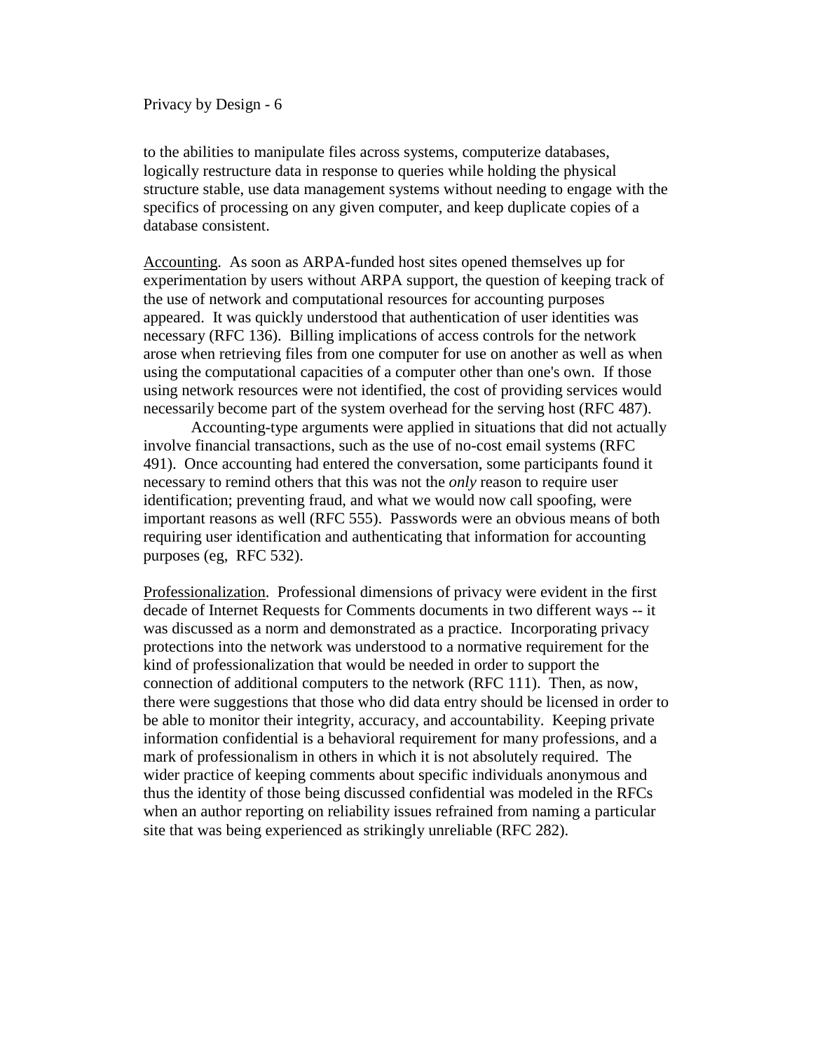to the abilities to manipulate files across systems, computerize databases, logically restructure data in response to queries while holding the physical structure stable, use data management systems without needing to engage with the specifics of processing on any given computer, and keep duplicate copies of a database consistent.

Accounting. As soon as ARPA-funded host sites opened themselves up for experimentation by users without ARPA support, the question of keeping track of the use of network and computational resources for accounting purposes appeared. It was quickly understood that authentication of user identities was necessary (RFC 136). Billing implications of access controls for the network arose when retrieving files from one computer for use on another as well as when using the computational capacities of a computer other than one's own. If those using network resources were not identified, the cost of providing services would necessarily become part of the system overhead for the serving host (RFC 487).

Accounting-type arguments were applied in situations that did not actually involve financial transactions, such as the use of no-cost email systems (RFC 491). Once accounting had entered the conversation, some participants found it necessary to remind others that this was not the *only* reason to require user identification; preventing fraud, and what we would now call spoofing, were important reasons as well (RFC 555). Passwords were an obvious means of both requiring user identification and authenticating that information for accounting purposes (eg, RFC 532).

Professionalization. Professional dimensions of privacy were evident in the first decade of Internet Requests for Comments documents in two different ways -- it was discussed as a norm and demonstrated as a practice. Incorporating privacy protections into the network was understood to a normative requirement for the kind of professionalization that would be needed in order to support the connection of additional computers to the network (RFC 111). Then, as now, there were suggestions that those who did data entry should be licensed in order to be able to monitor their integrity, accuracy, and accountability. Keeping private information confidential is a behavioral requirement for many professions, and a mark of professionalism in others in which it is not absolutely required. The wider practice of keeping comments about specific individuals anonymous and thus the identity of those being discussed confidential was modeled in the RFCs when an author reporting on reliability issues refrained from naming a particular site that was being experienced as strikingly unreliable (RFC 282).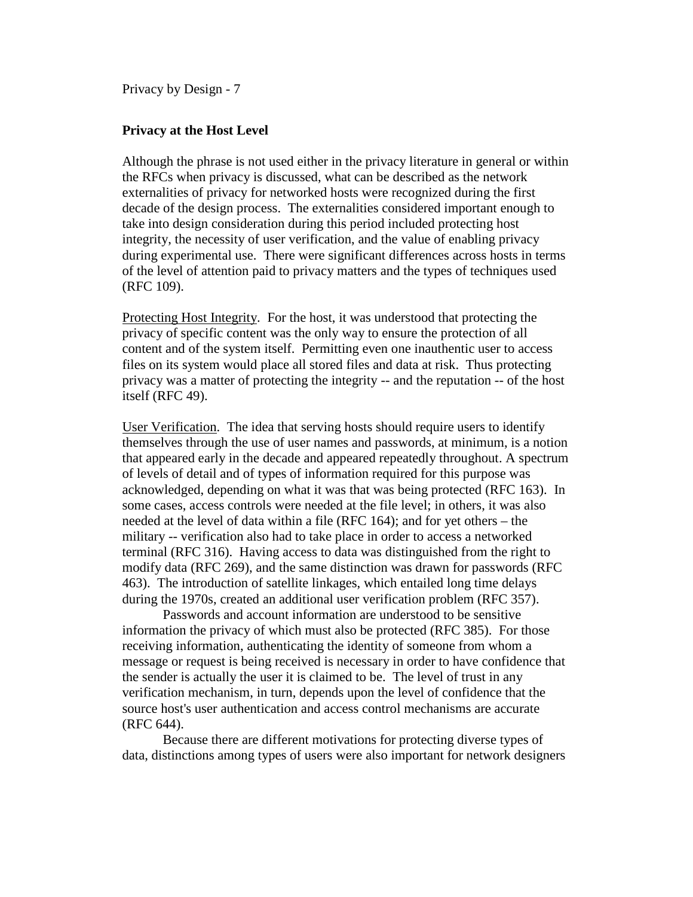## Privacy at the Host Level

Although the phrase is not used either in the privacy literature in general or within the RFCs when privacy is discussed, what can be described as the network externalities of privacy for networked hosts were recognized during the first decade of the design process. The externalities considered important enough to take into design consideration during this period included protecting host integrity, the necessity of user verification, and the value of enabling privacy during experimental use. There were significant differences across hosts in terms of the level of attention paid to privacy matters and the types of techniques used (RFC 109).

<u>Protecting Host Integrity</u>. For the host, it was understood that protecting the privacy of specific content was the only way to ensure the protection of all content and of the system itself. Permitting even one inauthentic user to access files on its system would place all stored files and data at risk. Thus protecting privacy was a matter of protecting the integrity -- and the reputation -- of the host itself (RFC 49).

<u>User Verification</u>. The idea that serving hosts should require users to identify themselves through the use of user names and passwords, at minimum, is a notion that appeared early in the decade and appeared repeatedly throughout. A spectrum of levels of detail and of types of information required for this purpose was acknowledged, depending on what it was that was being protected (RFC 163). In some cases, access controls were needed at the file level; in others, it was also needed at the level of data within a file (RFC 164); and for yet others – the military -- verification also had to take place in order to access a networked terminal (RFC 316). Having access to data was distinguished from the right to modify data (RFC 269), and the same distinction was drawn for passwords (RFC 463). The introduction of satellite linkages, which entailed long time delays during the 1970s, created an additional user verification problem (RFC 357).

Passwords and account information are understood to be sensitive information the privacy of which must also be protected (RFC 385). For those receiving information, authenticating the identity of someone from whom a message or request is being received is necessary in order to have confidence that the sender is actually the user it is claimed to be. The level of trust in any verification mechanism, in turn, depends upon the level of confidence that the source host's user authentication and access control mechanisms are accurate (RFC 644).

Because there are different motivations for protecting diverse types of data, distinctions among types of users were also important for network designers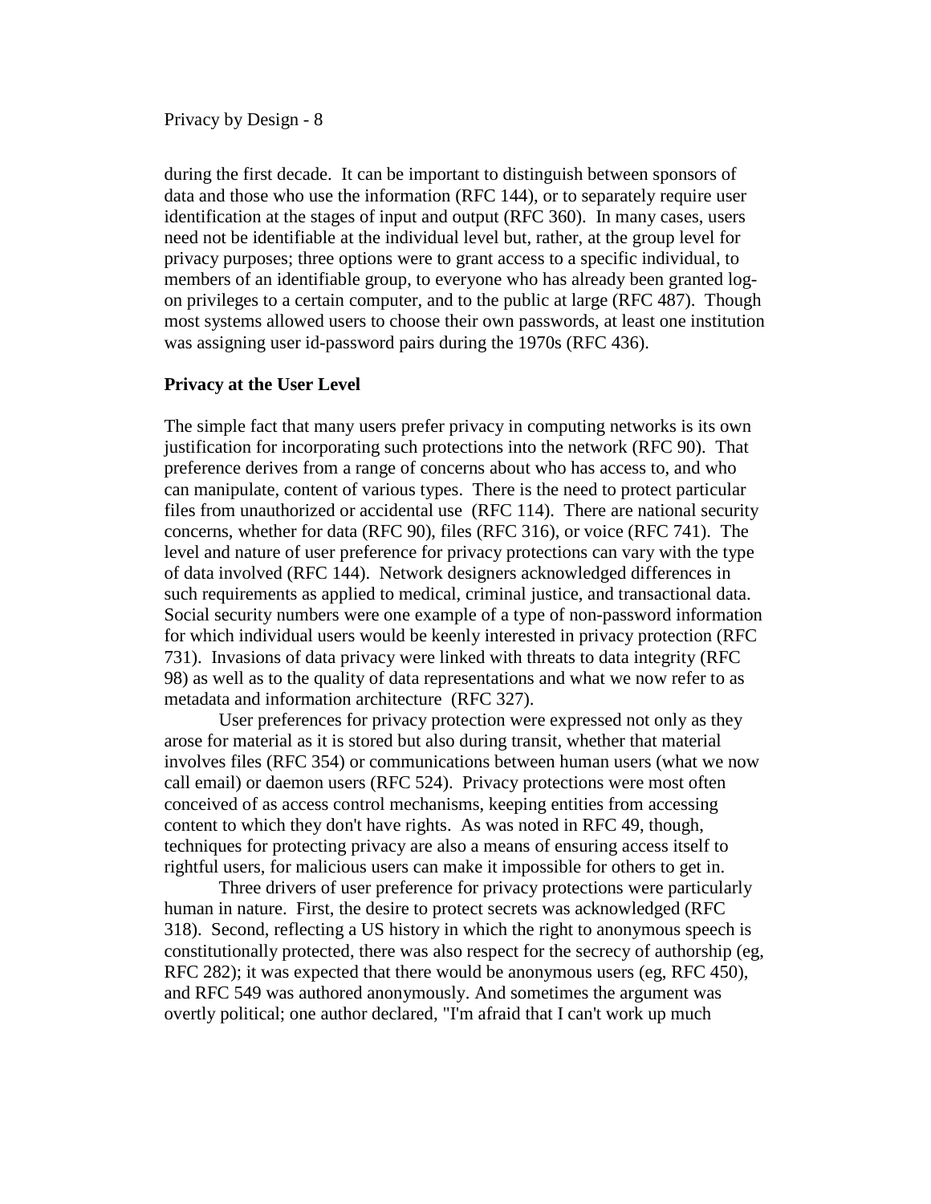during the first decade. It can be important to distinguish between sponsors of data and those who use the information (RFC 144), or to separately require user identification at the stages of input and output (RFC 360). In many cases, users need not be identifiable at the individual level but, rather, at the group level for privacy purposes; three options were to grant access to a specific individual, to members of an identifiable group, to everyone who has already been granted log-on privileges to a certain computer, and to the public at large (RFC 487). Though most systems allowed users to choose their own passwords, at least one institution was assigning user id-password pairs during the 1970s (RFC 436).

**Privacy at the User Level**

The simple fact that many users prefer privacy in computing networks is its own justification for incorporating such protections into the network (RFC 90). That preference derives from a range of concerns about who has access to, and who can manipulate, content of various types. There is the need to protect particular files from unauthorized or accidental use (RFC 114). There are national security concerns, whether for data (RFC 90), files (RFC 316), or voice (RFC 741). The level and nature of user preference for privacy protections can vary with the type of data involved (RFC 144). Network designers acknowledged differences in such requirements as applied to medical, criminal justice, and transactional data. Social security numbers were one example of a type of non-password information for which individual users would be keenly interested in privacy protection (RFC 731). Invasions of data privacy were linked with threats to data integrity (RFC 98) as well as to the quality of data representations and what we now refer to as metadata and information architecture (RFC 327).

User preferences for privacy protection were expressed not only as they arose for material as it is stored but also during transit, whether that material involves files (RFC 354) or communications between human users (what we now call email) or daemon users (RFC 524). Privacy protections were most often conceived of as access control mechanisms, keeping entities from accessing content to which they don't have rights. As was noted in RFC 49, though, techniques for protecting privacy are also a means of ensuring access itself to rightful users, for malicious users can make it impossible for others to get in.

Three drivers of user preference for privacy protections were particularly human in nature. First, the desire to protect secrets was acknowledged (RFC 318). Second, reflecting a US history in which the right to anonymous speech is constitutionally protected, there was also respect for the secrecy of authorship (eg, RFC 282); it was expected that there would be anonymous users (eg, RFC 450), and RFC 549 was authored anonymously. And sometimes the argument was overtly political; one author declared, "I'm afraid that I can't work up much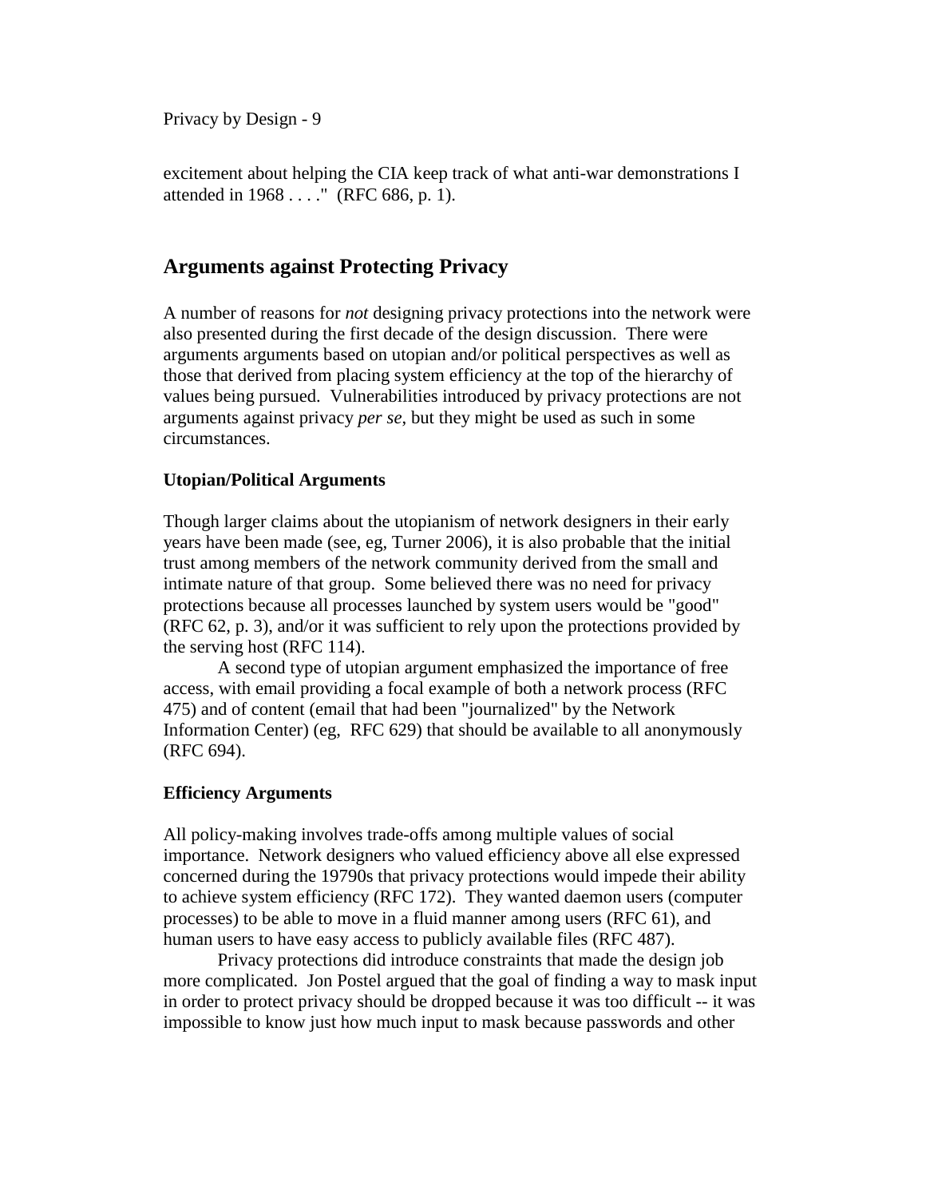excitement about helping the CIA keep track of what anti-war demonstrations I attended in 1968 . . . ." (RFC 686, p. 1).

## Arguments against Protecting Privacy

A number of reasons for *not* designing privacy protections into the network were also presented during the first decade of the design discussion. There were arguments arguments based on utopian and/or political perspectives as well as those that derived from placing system efficiency at the top of the hierarchy of values being pursued. Vulnerabilities introduced by privacy protections are not arguments against privacy *per se*, but they might be used as such in some circumstances.

### Utopian/Political Arguments

Though larger claims about the utopianism of network designers in their early years have been made (see, eg, Turner 2006), it is also probable that the initial trust among members of the network community derived from the small and intimate nature of that group. Some believed there was no need for privacy protections because all processes launched by system users would be "good" (RFC 62, p. 3), and/or it was sufficient to rely upon the protections provided by the serving host (RFC 114).

A second type of utopian argument emphasized the importance of free access, with email providing a focal example of both a network process (RFC 475) and of content (email that had been "journalized" by the Network Information Center) (eg, RFC 629) that should be available to all anonymously (RFC 694).

### Efficiency Arguments

All policy-making involves trade-offs among multiple values of social importance. Network designers who valued efficiency above all else expressed concerned during the 19790s that privacy protections would impede their ability to achieve system efficiency (RFC 172). They wanted daemon users (computer processes) to be able to move in a fluid manner among users (RFC 61), and human users to have easy access to publicly available files (RFC 487).

Privacy protections did introduce constraints that made the design job more complicated. Jon Postel argued that the goal of finding a way to mask input in order to protect privacy should be dropped because it was too difficult -- it was impossible to know just how much input to mask because passwords and other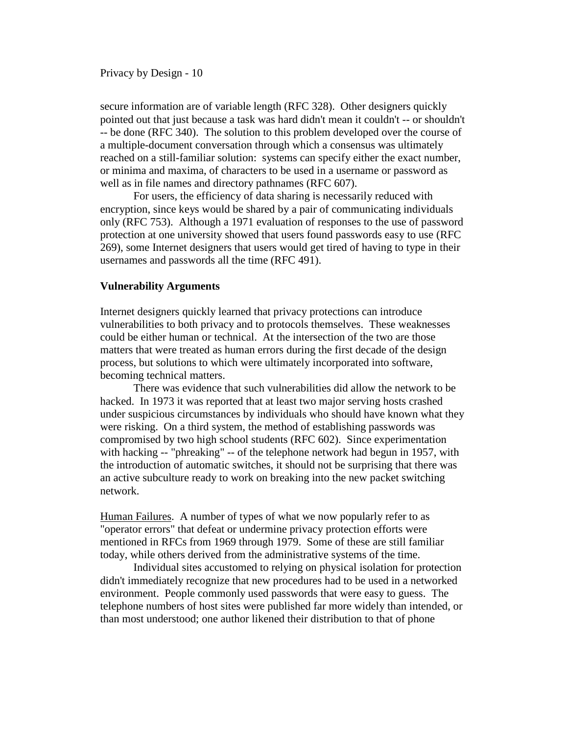secure information are of variable length (RFC 328). Other designers quickly pointed out that just because a task was hard didn't mean it couldn't -- or shouldn't -- be done (RFC 340). The solution to this problem developed over the course of a multiple-document conversation through which a consensus was ultimately reached on a still-familiar solution: systems can specify either the exact number, or minima and maxima, of characters to be used in a username or password as well as in file names and directory pathnames (RFC 607).

For users, the efficiency of data sharing is necessarily reduced with encryption, since keys would be shared by a pair of communicating individuals only (RFC 753). Although a 1971 evaluation of responses to the use of password protection at one university showed that users found passwords easy to use (RFC 269), some Internet designers that users would get tired of having to type in their usernames and passwords all the time (RFC 491).

**Vulnerability Arguments**

Internet designers quickly learned that privacy protections can introduce vulnerabilities to both privacy and to protocols themselves. These weaknesses could be either human or technical. At the intersection of the two are those matters that were treated as human errors during the first decade of the design process, but solutions to which were ultimately incorporated into software, becoming technical matters.

There was evidence that such vulnerabilities did allow the network to be hacked. In 1973 it was reported that at least two major serving hosts crashed under suspicious circumstances by individuals who should have known what they were risking. On a third system, the method of establishing passwords was compromised by two high school students (RFC 602). Since experimentation with hacking -- "phreaking" -- of the telephone network had begun in 1957, with the introduction of automatic switches, it should not be surprising that there was an active subculture ready to work on breaking into the new packet switching network.

Human Failures. A number of types of what we now popularly refer to as "operator errors" that defeat or undermine privacy protection efforts were mentioned in RFCs from 1969 through 1979. Some of these are still familiar today, while others derived from the administrative systems of the time.

Individual sites accustomed to relying on physical isolation for protection didn't immediately recognize that new procedures had to be used in a networked environment. People commonly used passwords that were easy to guess. The telephone numbers of host sites were published far more widely than intended, or than most understood; one author likened their distribution to that of phone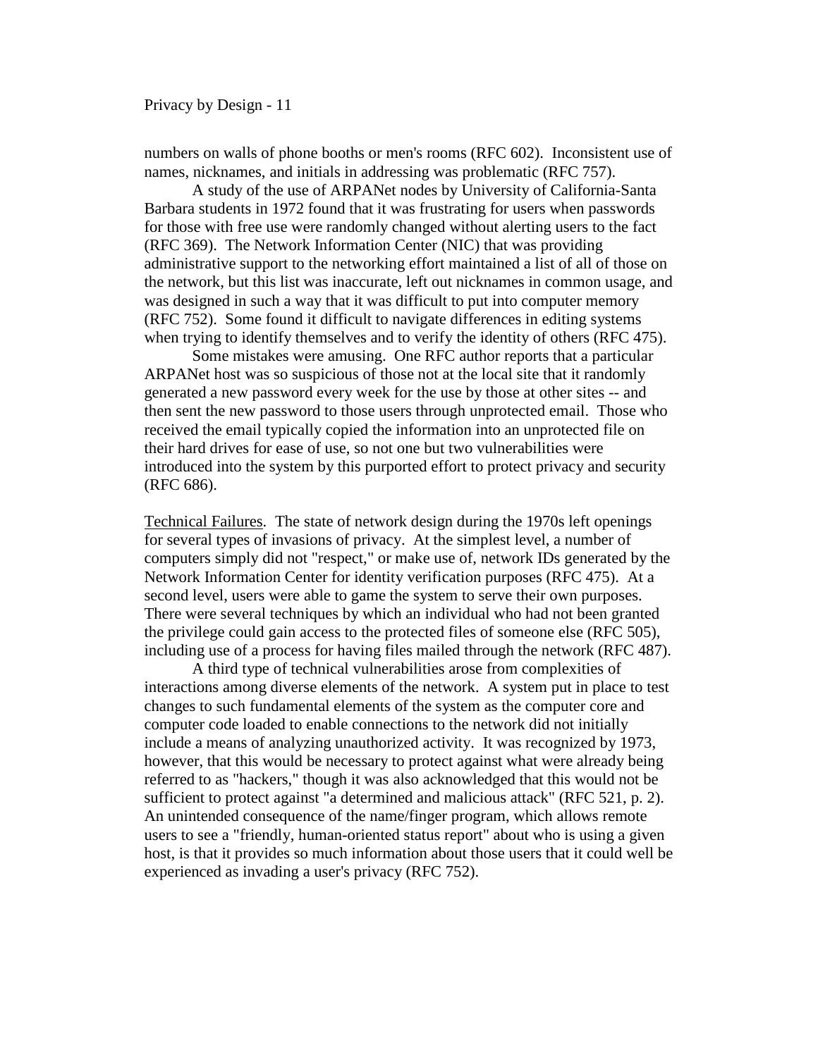numbers on walls of phone booths or men's rooms (RFC 602). Inconsistent use of names, nicknames, and initials in addressing was problematic (RFC 757).

A study of the use of ARPANet nodes by University of California-Santa Barbara students in 1972 found that it was frustrating for users when passwords for those with free use were randomly changed without alerting users to the fact (RFC 369). The Network Information Center (NIC) that was providing administrative support to the networking effort maintained a list of all of those on the network, but this list was inaccurate, left out nicknames in common usage, and was designed in such a way that it was difficult to put into computer memory (RFC 752). Some found it difficult to navigate differences in editing systems when trying to identify themselves and to verify the identity of others (RFC 475).

Some mistakes were amusing. One RFC author reports that a particular ARPANet host was so suspicious of those not at the local site that it randomly generated a new password every week for the use by those at other sites -- and then sent the new password to those users through unprotected email. Those who received the email typically copied the information into an unprotected file on their hard drives for ease of use, so not one but two vulnerabilities were introduced into the system by this purported effort to protect privacy and security (RFC 686).

<u>Technical Failures</u>. The state of network design during the 1970s left openings for several types of invasions of privacy. At the simplest level, a number of computers simply did not "respect," or make use of, network IDs generated by the Network Information Center for identity verification purposes (RFC 475). At a second level, users were able to game the system to serve their own purposes. There were several techniques by which an individual who had not been granted the privilege could gain access to the protected files of someone else (RFC 505), including use of a process for having files mailed through the network (RFC 487).

A third type of technical vulnerabilities arose from complexities of interactions among diverse elements of the network. A system put in place to test changes to such fundamental elements of the system as the computer core and computer code loaded to enable connections to the network did not initially include a means of analyzing unauthorized activity. It was recognized by 1973, however, that this would be necessary to protect against what were already being referred to as "hackers," though it was also acknowledged that this would not be sufficient to protect against "a determined and malicious attack" (RFC 521, p. 2). An unintended consequence of the name/finger program, which allows remote users to see a "friendly, human-oriented status report" about who is using a given host, is that it provides so much information about those users that it could well be experienced as invading a user's privacy (RFC 752).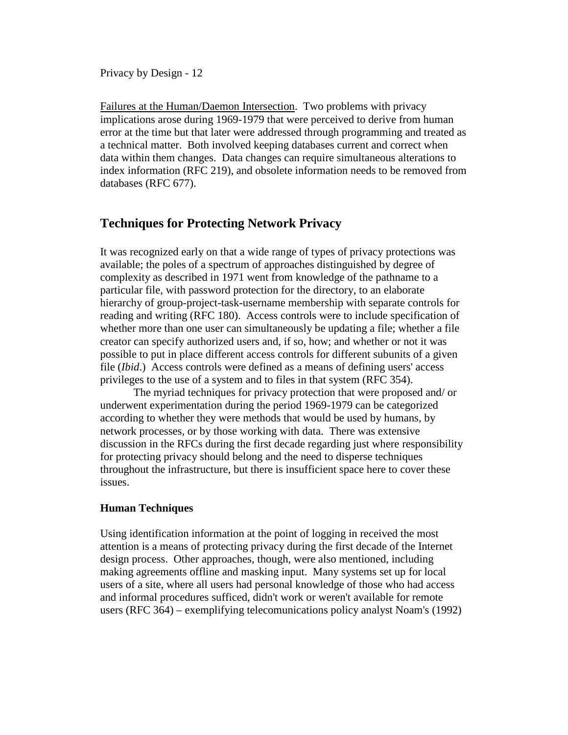Failures at the Human/Daemon Intersection. Two problems with privacy implications arose during 1969-1979 that were perceived to derive from human error at the time but that later were addressed through programming and treated as a technical matter. Both involved keeping databases current and correct when data within them changes. Data changes can require simultaneous alterations to index information (RFC 219), and obsolete information needs to be removed from databases (RFC 677).

## Techniques for Protecting Network Privacy

It was recognized early on that a wide range of types of privacy protections was available; the poles of a spectrum of approaches distinguished by degree of complexity as described in 1971 went from knowledge of the pathname to a particular file, with password protection for the directory, to an elaborate hierarchy of group-project-task-username membership with separate controls for reading and writing (RFC 180). Access controls were to include specification of whether more than one user can simultaneously be updating a file; whether a file creator can specify authorized users and, if so, how; and whether or not it was possible to put in place different access controls for different subunits of a given file (*Ibid*.) Access controls were defined as a means of defining users' access privileges to the use of a system and to files in that system (RFC 354).

The myriad techniques for privacy protection that were proposed and/ or underwent experimentation during the period 1969-1979 can be categorized according to whether they were methods that would be used by humans, by network processes, or by those working with data. There was extensive discussion in the RFCs during the first decade regarding just where responsibility for protecting privacy should belong and the need to disperse techniques throughout the infrastructure, but there is insufficient space here to cover these issues.

### Human Techniques

Using identification information at the point of logging in received the most attention is a means of protecting privacy during the first decade of the Internet design process. Other approaches, though, were also mentioned, including making agreements offline and masking input. Many systems set up for local users of a site, where all users had personal knowledge of those who had access and informal procedures sufficed, didn't work or weren't available for remote users (RFC 364) – exemplifying telecomunications policy analyst Noam's (1992)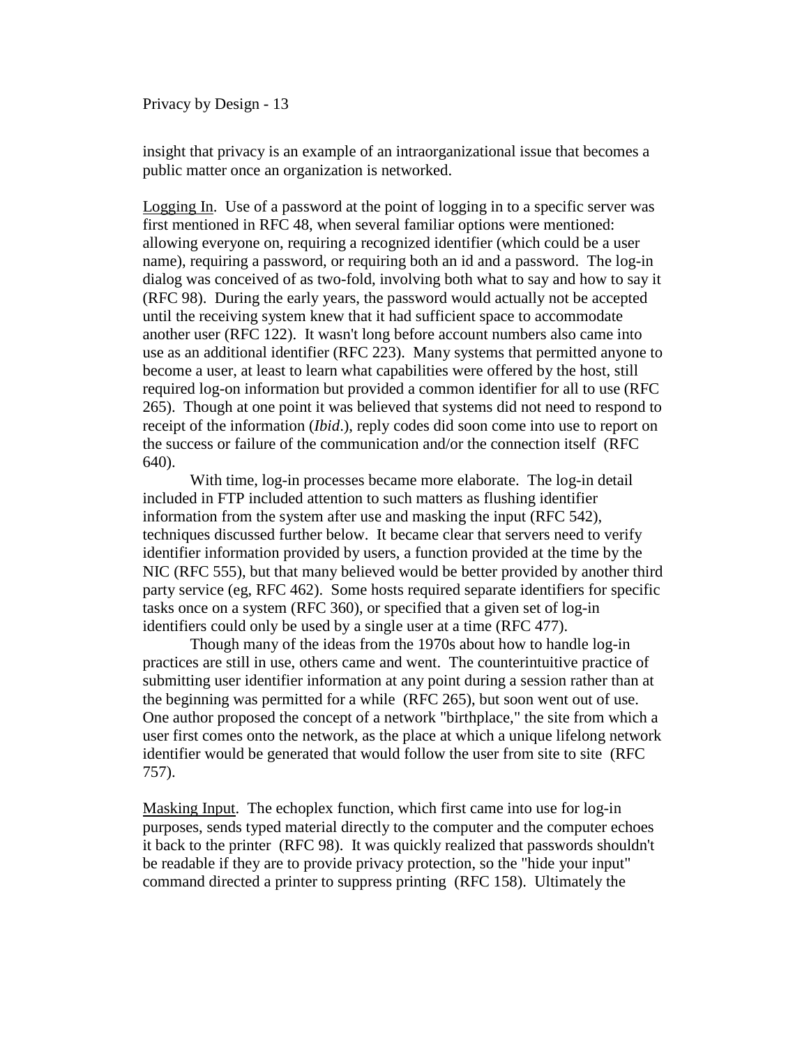insight that privacy is an example of an intraorganizational issue that becomes a public matter once an organization is networked.

Logging In. Use of a password at the point of logging in to a specific server was first mentioned in RFC 48, when several familiar options were mentioned: allowing everyone on, requiring a recognized identifier (which could be a user name), requiring a password, or requiring both an id and a password. The log-in dialog was conceived of as two-fold, involving both what to say and how to say it (RFC 98). During the early years, the password would actually not be accepted until the receiving system knew that it had sufficient space to accommodate another user (RFC 122). It wasn't long before account numbers also came into use as an additional identifier (RFC 223). Many systems that permitted anyone to become a user, at least to learn what capabilities were offered by the host, still required log-on information but provided a common identifier for all to use (RFC 265). Though at one point it was believed that systems did not need to respond to receipt of the information (*Ibid*.), reply codes did soon come into use to report on the success or failure of the communication and/or the connection itself (RFC 640).

With time, log-in processes became more elaborate. The log-in detail included in FTP included attention to such matters as flushing identifier information from the system after use and masking the input (RFC 542), techniques discussed further below. It became clear that servers need to verify identifier information provided by users, a function provided at the time by the NIC (RFC 555), but that many believed would be better provided by another third party service (eg, RFC 462). Some hosts required separate identifiers for specific tasks once on a system (RFC 360), or specified that a given set of log-in identifiers could only be used by a single user at a time (RFC 477).

Though many of the ideas from the 1970s about how to handle log-in practices are still in use, others came and went. The counterintuitive practice of submitting user identifier information at any point during a session rather than at the beginning was permitted for a while (RFC 265), but soon went out of use. One author proposed the concept of a network "birthplace," the site from which a user first comes onto the network, as the place at which a unique lifelong network identifier would be generated that would follow the user from site to site (RFC 757).

Masking Input. The echoplex function, which first came into use for log-in purposes, sends typed material directly to the computer and the computer echoes it back to the printer (RFC 98). It was quickly realized that passwords shouldn't be readable if they are to provide privacy protection, so the "hide your input" command directed a printer to suppress printing (RFC 158). Ultimately the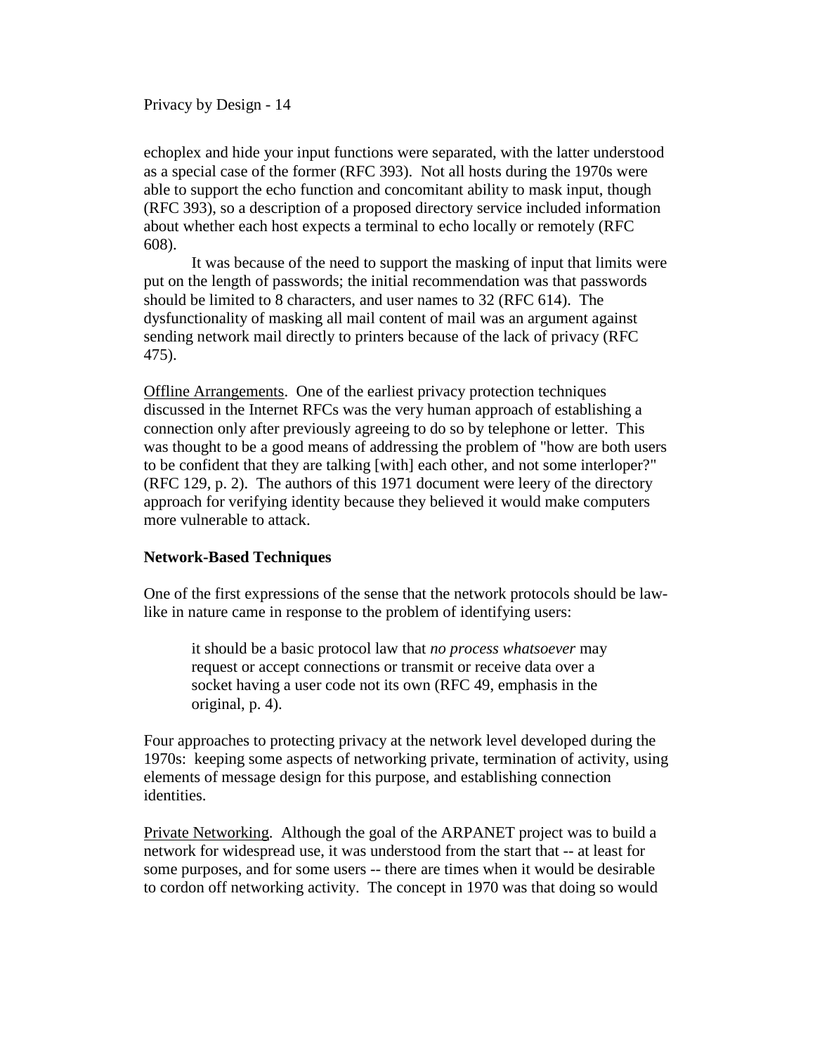echoplex and hide your input functions were separated, with the latter understood as a special case of the former (RFC 393). Not all hosts during the 1970s were able to support the echo function and concomitant ability to mask input, though (RFC 393), so a description of a proposed directory service included information about whether each host expects a terminal to echo locally or remotely (RFC 608).

It was because of the need to support the masking of input that limits were put on the length of passwords; the initial recommendation was that passwords should be limited to 8 characters, and user names to 32 (RFC 614). The dysfunctionality of masking all mail content of mail was an argument against sending network mail directly to printers because of the lack of privacy (RFC 475).

Offline Arrangements. One of the earliest privacy protection techniques discussed in the Internet RFCs was the very human approach of establishing a connection only after previously agreeing to do so by telephone or letter. This was thought to be a good means of addressing the problem of "how are both users to be confident that they are talking [with] each other, and not some interloper?" (RFC 129, p. 2). The authors of this 1971 document were leery of the directory approach for verifying identity because they believed it would make computers more vulnerable to attack.

**Network-Based Techniques**

One of the first expressions of the sense that the network protocols should be law-like in nature came in response to the problem of identifying users:

> it should be a basic protocol law that *no process whatsoever* may request or accept connections or transmit or receive data over a socket having a user code not its own (RFC 49, emphasis in the original, p. 4).

Four approaches to protecting privacy at the network level developed during the 1970s: keeping some aspects of networking private, termination of activity, using elements of message design for this purpose, and establishing connection identities.

Private Networking. Although the goal of the ARPANET project was to build a network for widespread use, it was understood from the start that -- at least for some purposes, and for some users -- there are times when it would be desirable to cordon off networking activity. The concept in 1970 was that doing so would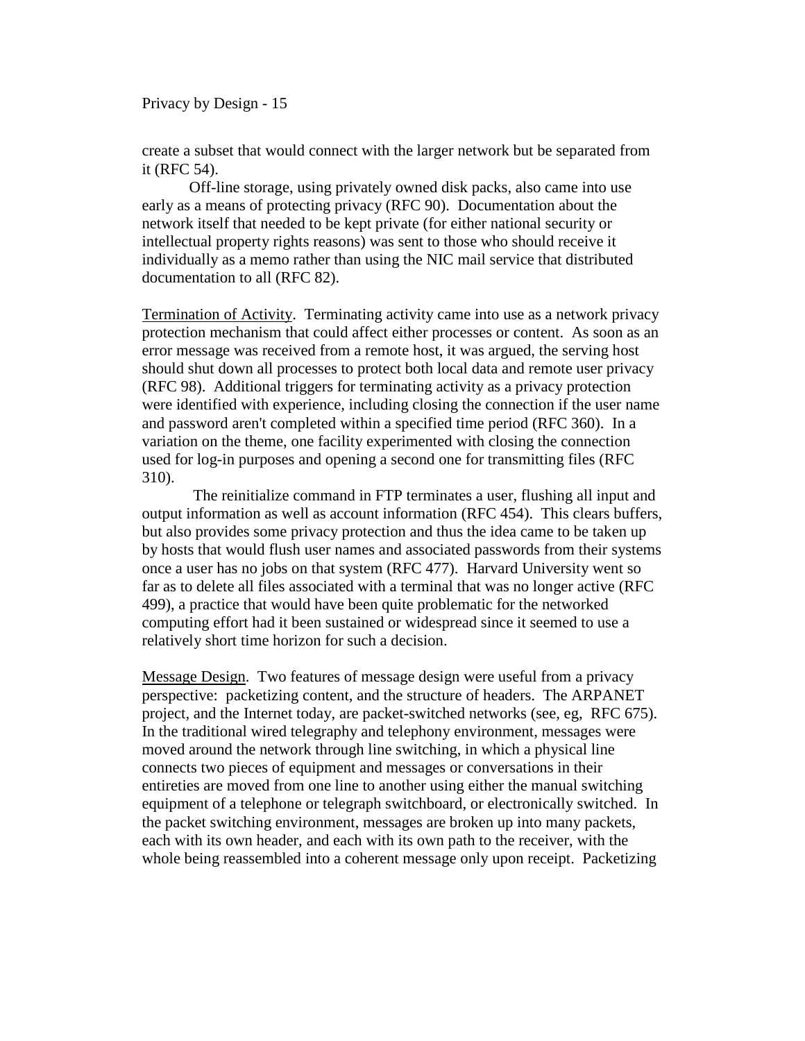create a subset that would connect with the larger network but be separated from it (RFC 54).

Off-line storage, using privately owned disk packs, also came into use early as a means of protecting privacy (RFC 90). Documentation about the network itself that needed to be kept private (for either national security or intellectual property rights reasons) was sent to those who should receive it individually as a memo rather than using the NIC mail service that distributed documentation to all (RFC 82).

<u>Termination of Activity</u>. Terminating activity came into use as a network privacy protection mechanism that could affect either processes or content. As soon as an error message was received from a remote host, it was argued, the serving host should shut down all processes to protect both local data and remote user privacy (RFC 98). Additional triggers for terminating activity as a privacy protection were identified with experience, including closing the connection if the user name and password aren't completed within a specified time period (RFC 360). In a variation on the theme, one facility experimented with closing the connection used for log-in purposes and opening a second one for transmitting files (RFC 310).

The reinitialize command in FTP terminates a user, flushing all input and output information as well as account information (RFC 454). This clears buffers, but also provides some privacy protection and thus the idea came to be taken up by hosts that would flush user names and associated passwords from their systems once a user has no jobs on that system (RFC 477). Harvard University went so far as to delete all files associated with a terminal that was no longer active (RFC 499), a practice that would have been quite problematic for the networked computing effort had it been sustained or widespread since it seemed to use a relatively short time horizon for such a decision.

<u>Message Design</u>. Two features of message design were useful from a privacy perspective: packetizing content, and the structure of headers. The ARPANET project, and the Internet today, are packet-switched networks (see, eg, RFC 675). In the traditional wired telegraphy and telephony environment, messages were moved around the network through line switching, in which a physical line connects two pieces of equipment and messages or conversations in their entireties are moved from one line to another using either the manual switching equipment of a telephone or telegraph switchboard, or electronically switched. In the packet switching environment, messages are broken up into many packets, each with its own header, and each with its own path to the receiver, with the whole being reassembled into a coherent message only upon receipt. Packetizing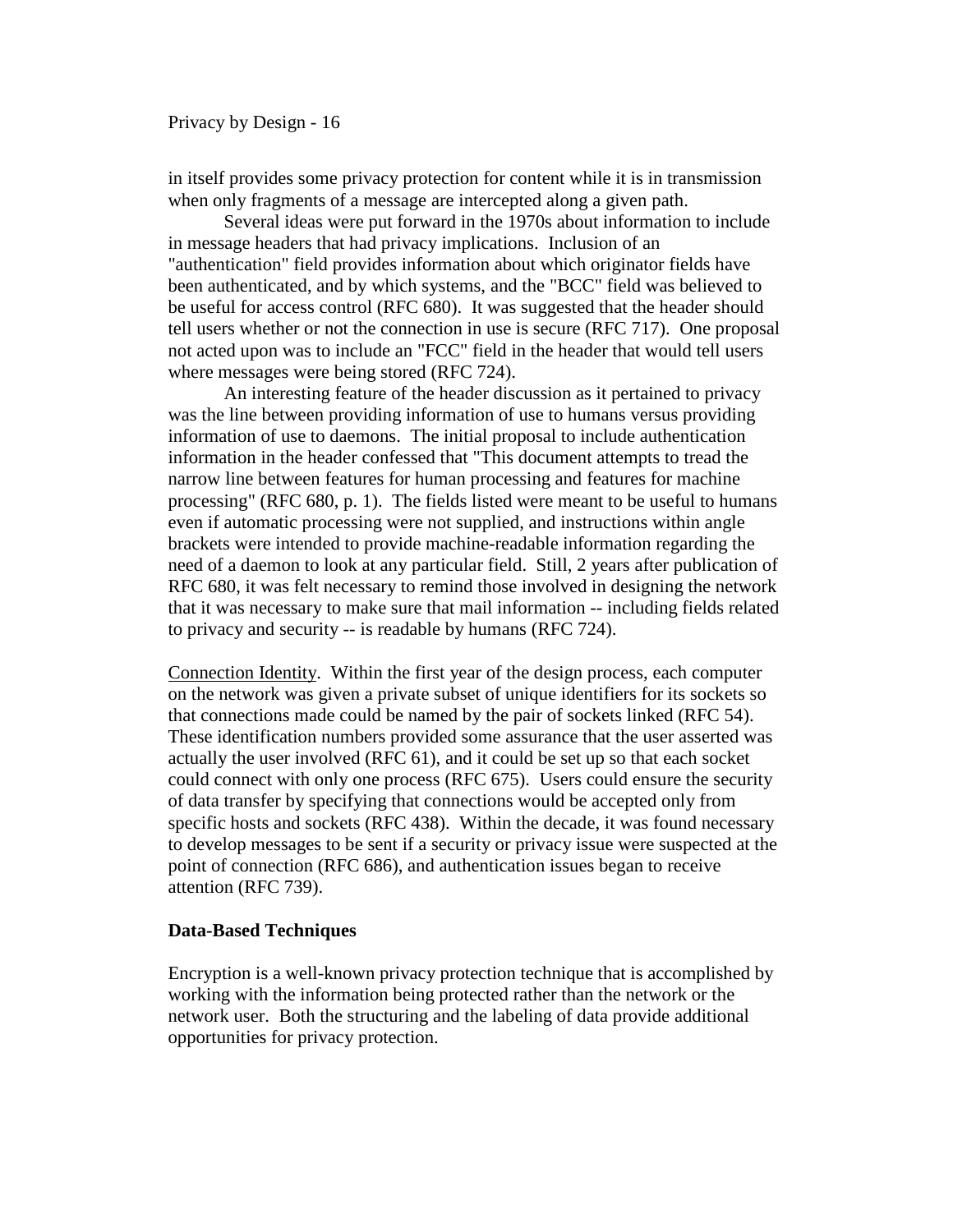in itself provides some privacy protection for content while it is in transmission when only fragments of a message are intercepted along a given path.

Several ideas were put forward in the 1970s about information to include in message headers that had privacy implications. Inclusion of an "authentication" field provides information about which originator fields have been authenticated, and by which systems, and the "BCC" field was believed to be useful for access control (RFC 680). It was suggested that the header should tell users whether or not the connection in use is secure (RFC 717). One proposal not acted upon was to include an "FCC" field in the header that would tell users where messages were being stored (RFC 724).

An interesting feature of the header discussion as it pertained to privacy was the line between providing information of use to humans versus providing information of use to daemons. The initial proposal to include authentication information in the header confessed that "This document attempts to tread the narrow line between features for human processing and features for machine processing" (RFC 680, p. 1). The fields listed were meant to be useful to humans even if automatic processing were not supplied, and instructions within angle brackets were intended to provide machine-readable information regarding the need of a daemon to look at any particular field. Still, 2 years after publication of RFC 680, it was felt necessary to remind those involved in designing the network that it was necessary to make sure that mail information -- including fields related to privacy and security -- is readable by humans (RFC 724).

<u>Connection Identity</u>. Within the first year of the design process, each computer on the network was given a private subset of unique identifiers for its sockets so that connections made could be named by the pair of sockets linked (RFC 54). These identification numbers provided some assurance that the user asserted was actually the user involved (RFC 61), and it could be set up so that each socket could connect with only one process (RFC 675). Users could ensure the security of data transfer by specifying that connections would be accepted only from specific hosts and sockets (RFC 438). Within the decade, it was found necessary to develop messages to be sent if a security or privacy issue were suspected at the point of connection (RFC 686), and authentication issues began to receive attention (RFC 739).

**Data-Based Techniques**

Encryption is a well-known privacy protection technique that is accomplished by working with the information being protected rather than the network or the network user. Both the structuring and the labeling of data provide additional opportunities for privacy protection.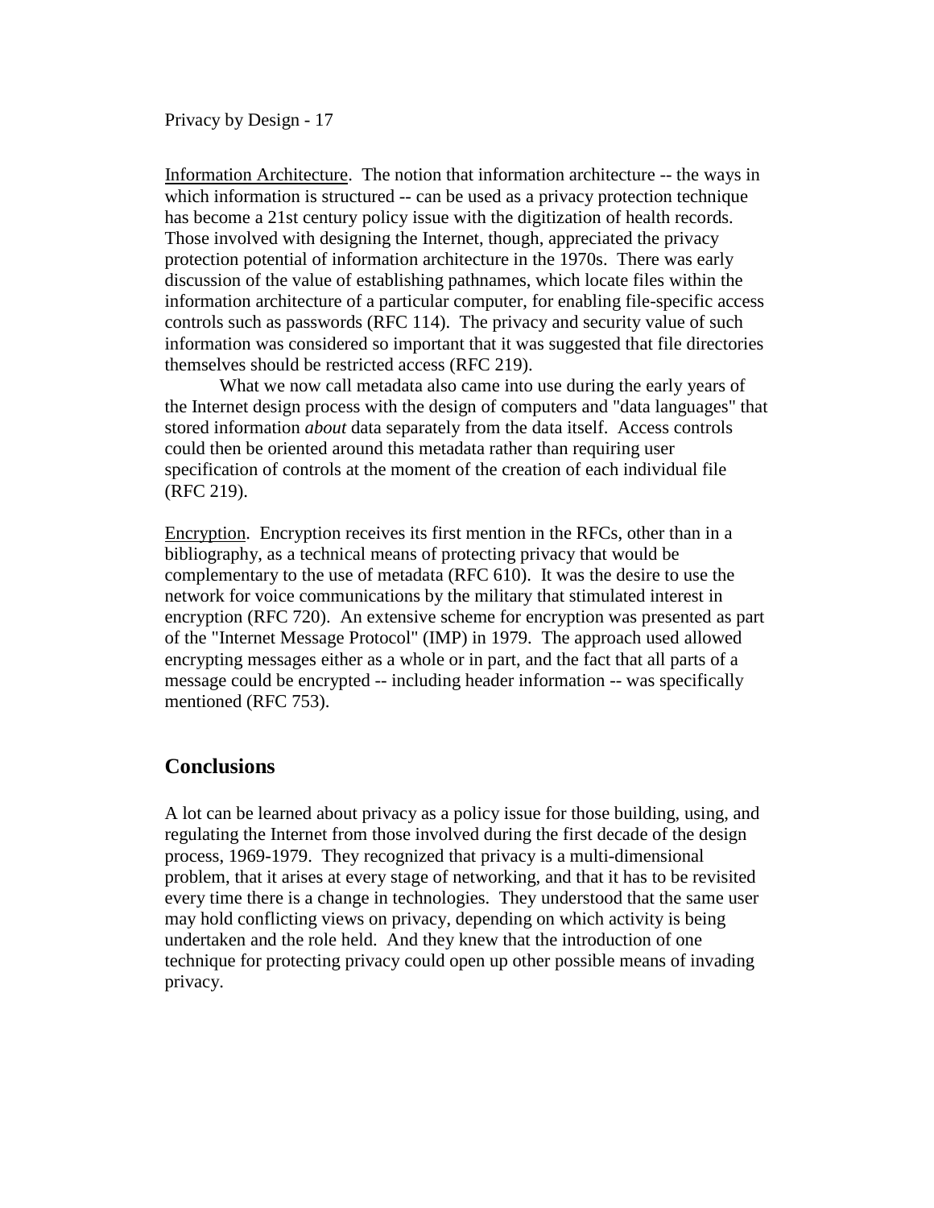Information Architecture. The notion that information architecture -- the ways in which information is structured -- can be used as a privacy protection technique has become a 21st century policy issue with the digitization of health records. Those involved with designing the Internet, though, appreciated the privacy protection potential of information architecture in the 1970s. There was early discussion of the value of establishing pathnames, which locate files within the information architecture of a particular computer, for enabling file-specific access controls such as passwords (RFC 114). The privacy and security value of such information was considered so important that it was suggested that file directories themselves should be restricted access (RFC 219).

What we now call metadata also came into use during the early years of the Internet design process with the design of computers and "data languages" that stored information *about* data separately from the data itself. Access controls could then be oriented around this metadata rather than requiring user specification of controls at the moment of the creation of each individual file (RFC 219).

Encryption. Encryption receives its first mention in the RFCs, other than in a bibliography, as a technical means of protecting privacy that would be complementary to the use of metadata (RFC 610). It was the desire to use the network for voice communications by the military that stimulated interest in encryption (RFC 720). An extensive scheme for encryption was presented as part of the "Internet Message Protocol" (IMP) in 1979. The approach used allowed encrypting messages either as a whole or in part, and the fact that all parts of a message could be encrypted -- including header information -- was specifically mentioned (RFC 753).

## Conclusions

A lot can be learned about privacy as a policy issue for those building, using, and regulating the Internet from those involved during the first decade of the design process, 1969-1979. They recognized that privacy is a multi-dimensional problem, that it arises at every stage of networking, and that it has to be revisited every time there is a change in technologies. They understood that the same user may hold conflicting views on privacy, depending on which activity is being undertaken and the role held. And they knew that the introduction of one technique for protecting privacy could open up other possible means of invading privacy.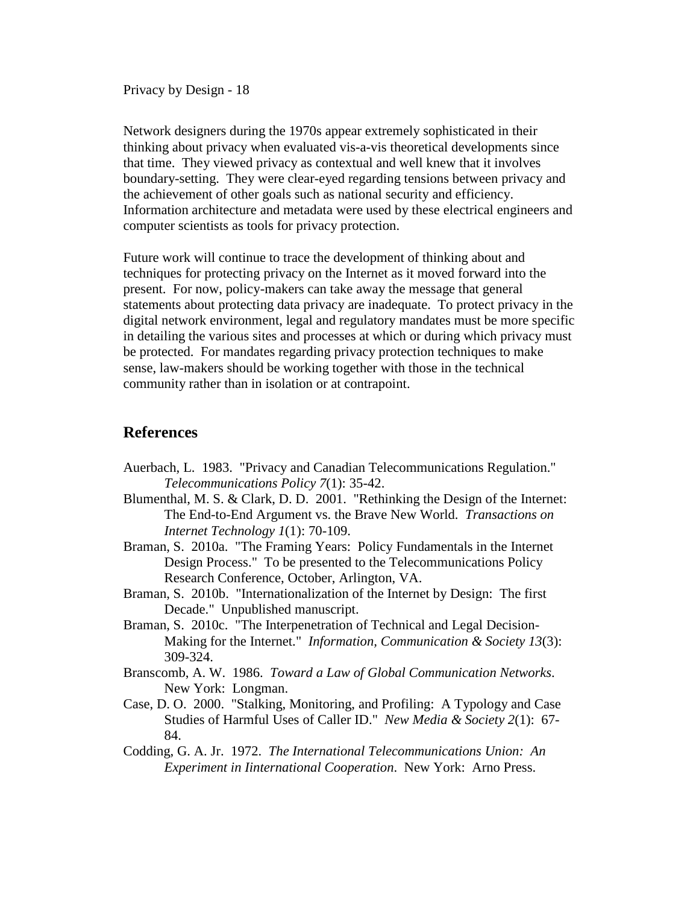Network designers during the 1970s appear extremely sophisticated in their thinking about privacy when evaluated vis-a-vis theoretical developments since that time. They viewed privacy as contextual and well knew that it involves boundary-setting. They were clear-eyed regarding tensions between privacy and the achievement of other goals such as national security and efficiency. Information architecture and metadata were used by these electrical engineers and computer scientists as tools for privacy protection.

Future work will continue to trace the development of thinking about and techniques for protecting privacy on the Internet as it moved forward into the present. For now, policy-makers can take away the message that general statements about protecting data privacy are inadequate. To protect privacy in the digital network environment, legal and regulatory mandates must be more specific in detailing the various sites and processes at which or during which privacy must be protected. For mandates regarding privacy protection techniques to make sense, law-makers should be working together with those in the technical community rather than in isolation or at contrapoint.

## References

Auerbach, L. 1983. "Privacy and Canadian Telecommunications Regulation." *Telecommunications Policy 7*(1): 35-42.

Blumenthal, M. S. & Clark, D. D. 2001. "Rethinking the Design of the Internet: The End-to-End Argument vs. the Brave New World. *Transactions on Internet Technology 1*(1): 70-109.

Braman, S. 2010a. "The Framing Years: Policy Fundamentals in the Internet Design Process." To be presented to the Telecommunications Policy Research Conference, October, Arlington, VA.

Braman, S. 2010b. "Internationalization of the Internet by Design: The first Decade." Unpublished manuscript.

Braman, S. 2010c. "The Interpenetration of Technical and Legal Decision-Making for the Internet." *Information, Communication & Society 13*(3): 309-324.

Branscomb, A. W. 1986. *Toward a Law of Global Communication Networks*. New York: Longman.

Case, D. O. 2000. "Stalking, Monitoring, and Profiling: A Typology and Case Studies of Harmful Uses of Caller ID." *New Media & Society 2*(1): 67-84.

Codding, G. A. Jr. 1972. *The International Telecommunications Union: An Experiment in Iinternational Cooperation*. New York: Arno Press.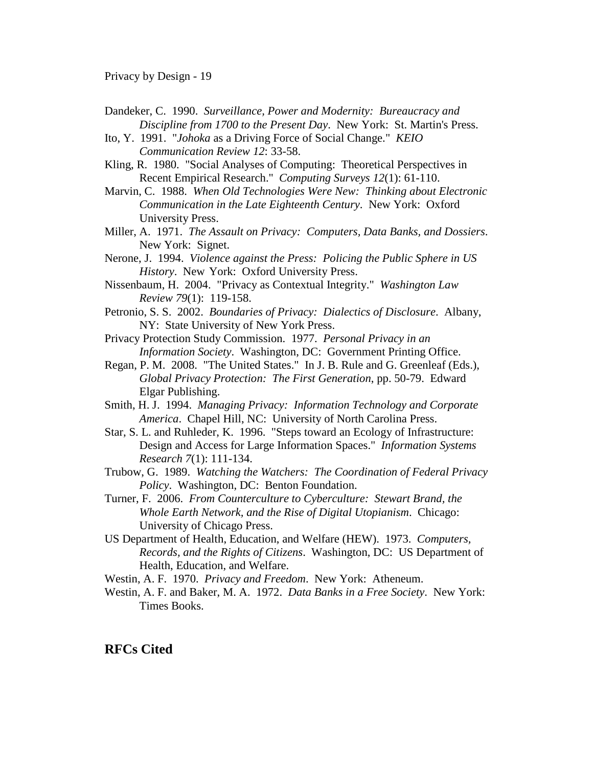Dandeker, C. 1990. *Surveillance, Power and Modernity: Bureaucracy and Discipline from 1700 to the Present Day*. New York: St. Martin's Press.

Ito, Y. 1991. "*Johoka* as a Driving Force of Social Change." *KEIO Communication Review 12*: 33-58.

Kling, R. 1980. "Social Analyses of Computing: Theoretical Perspectives in Recent Empirical Research." *Computing Surveys 12*(1): 61-110.

Marvin, C. 1988. *When Old Technologies Were New: Thinking about Electronic Communication in the Late Eighteenth Century*. New York: Oxford University Press.

Miller, A. 1971. *The Assault on Privacy: Computers, Data Banks, and Dossiers*. New York: Signet.

Nerone, J. 1994. *Violence against the Press: Policing the Public Sphere in US History*. New York: Oxford University Press.

Nissenbaum, H. 2004. "Privacy as Contextual Integrity." *Washington Law Review 79*(1): 119-158.

Petronio, S. S. 2002. *Boundaries of Privacy: Dialectics of Disclosure*. Albany, NY: State University of New York Press.

Privacy Protection Study Commission. 1977. *Personal Privacy in an Information Society*. Washington, DC: Government Printing Office.

Regan, P. M. 2008. "The United States." In J. B. Rule and G. Greenleaf (Eds.), *Global Privacy Protection: The First Generation*, pp. 50-79. Edward Elgar Publishing.

Smith, H. J. 1994. *Managing Privacy: Information Technology and Corporate America*. Chapel Hill, NC: University of North Carolina Press.

Star, S. L. and Ruhleder, K. 1996. "Steps toward an Ecology of Infrastructure: Design and Access for Large Information Spaces." *Information Systems Research 7*(1): 111-134.

Trubow, G. 1989. *Watching the Watchers: The Coordination of Federal Privacy Policy*. Washington, DC: Benton Foundation.

Turner, F. 2006. *From Counterculture to Cyberculture: Stewart Brand, the Whole Earth Network, and the Rise of Digital Utopianism*. Chicago: University of Chicago Press.

US Department of Health, Education, and Welfare (HEW). 1973. *Computers, Records, and the Rights of Citizens*. Washington, DC: US Department of Health, Education, and Welfare.

Westin, A. F. 1970. *Privacy and Freedom*. New York: Atheneum.

Westin, A. F. and Baker, M. A. 1972. *Data Banks in a Free Society*. New York: Times Books.

## RFCs Cited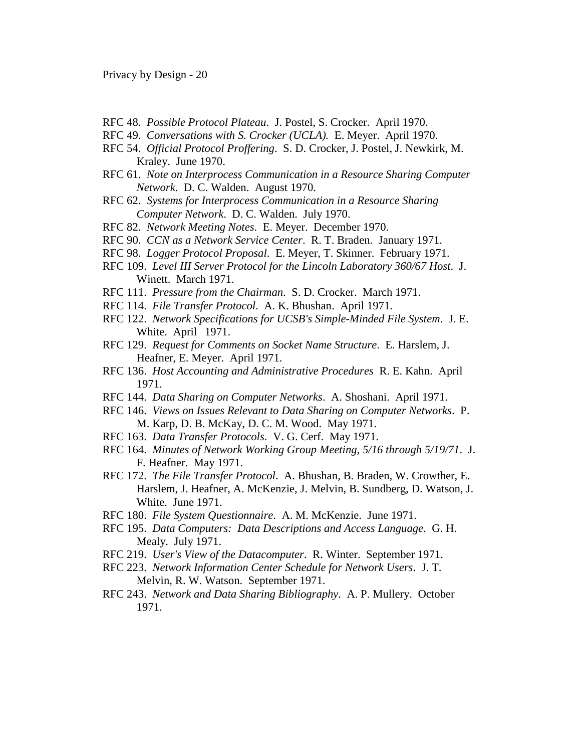RFC 48. *Possible Protocol Plateau*. J. Postel, S. Crocker. April 1970.

RFC 49. *Conversations with S. Crocker (UCLA).* E. Meyer. April 1970.

RFC 54. *Official Protocol Proffering*. S. D. Crocker, J. Postel, J. Newkirk, M. Kraley. June 1970.

RFC 61. *Note on Interprocess Communication in a Resource Sharing Computer Network*. D. C. Walden. August 1970.

RFC 62. *Systems for Interprocess Communication in a Resource Sharing Computer Network*. D. C. Walden. July 1970.

RFC 82. *Network Meeting Notes*. E. Meyer. December 1970.

RFC 90. *CCN as a Network Service Center*. R. T. Braden. January 1971.

RFC 98. *Logger Protocol Proposal*. E. Meyer, T. Skinner. February 1971.

RFC 109. *Level III Server Protocol for the Lincoln Laboratory 360/67 Host*. J. Winett. March 1971.

RFC 111. *Pressure from the Chairman*. S. D. Crocker. March 1971.

RFC 114. *File Transfer Protocol*. A. K. Bhushan. April 1971.

RFC 122. *Network Specifications for UCSB's Simple-Minded File System*. J. E. White. April 1971.

RFC 129. *Request for Comments on Socket Name Structure*. E. Harslem, J. Heafner, E. Meyer. April 1971.

RFC 136. *Host Accounting and Administrative Procedures* R. E. Kahn. April 1971.

RFC 144. *Data Sharing on Computer Networks*. A. Shoshani. April 1971.

RFC 146. *Views on Issues Relevant to Data Sharing on Computer Networks*. P. M. Karp, D. B. McKay, D. C. M. Wood. May 1971.

RFC 163. *Data Transfer Protocols*. V. G. Cerf. May 1971.

RFC 164. *Minutes of Network Working Group Meeting, 5/16 through 5/19/71*. J. F. Heafner. May 1971.

RFC 172. *The File Transfer Protocol*. A. Bhushan, B. Braden, W. Crowther, E. Harslem, J. Heafner, A. McKenzie, J. Melvin, B. Sundberg, D. Watson, J. White. June 1971.

RFC 180. *File System Questionnaire*. A. M. McKenzie. June 1971.

RFC 195. *Data Computers: Data Descriptions and Access Language*. G. H. Mealy. July 1971.

RFC 219. *User's View of the Datacomputer*. R. Winter. September 1971.

RFC 223. *Network Information Center Schedule for Network Users*. J. T. Melvin, R. W. Watson. September 1971.

RFC 243. *Network and Data Sharing Bibliography*. A. P. Mullery. October 1971.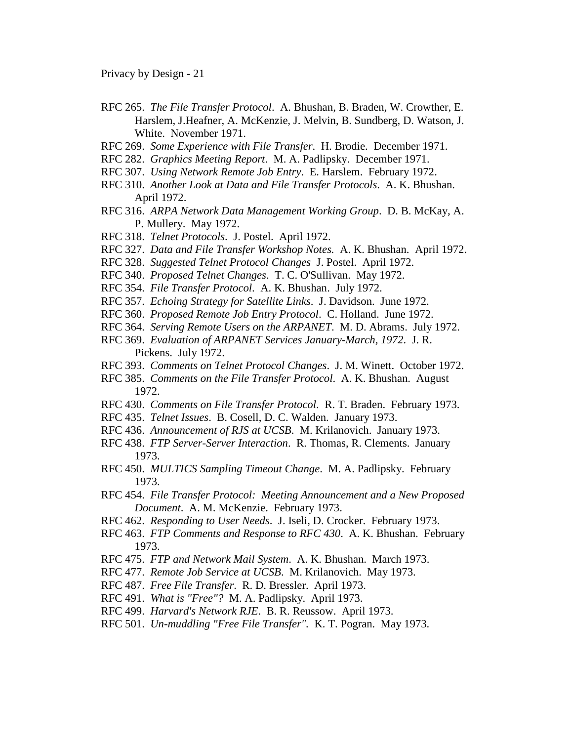RFC 265. *The File Transfer Protocol*. A. Bhushan, B. Braden, W. Crowther, E. Harslem, J.Heafner, A. McKenzie, J. Melvin, B. Sundberg, D. Watson, J. White. November 1971.

RFC 269. *Some Experience with File Transfer*. H. Brodie. December 1971.

RFC 282. *Graphics Meeting Report*. M. A. Padlipsky. December 1971.

RFC 307. *Using Network Remote Job Entry*. E. Harslem. February 1972.

RFC 310. *Another Look at Data and File Transfer Protocols*. A. K. Bhushan. April 1972.

RFC 316. *ARPA Network Data Management Working Group*. D. B. McKay, A. P. Mullery. May 1972.

RFC 318. *Telnet Protocols*. J. Postel. April 1972.

RFC 327. *Data and File Transfer Workshop Notes.* A. K. Bhushan. April 1972.

RFC 328. *Suggested Telnet Protocol Changes* J. Postel. April 1972.

RFC 340. *Proposed Telnet Changes*. T. C. O'Sullivan. May 1972.

RFC 354. *File Transfer Protocol*. A. K. Bhushan. July 1972.

RFC 357. *Echoing Strategy for Satellite Links*. J. Davidson. June 1972.

RFC 360. *Proposed Remote Job Entry Protocol*. C. Holland. June 1972.

RFC 364. *Serving Remote Users on the ARPANET*. M. D. Abrams. July 1972.

RFC 369. *Evaluation of ARPANET Services January-March, 1972*. J. R. Pickens. July 1972.

RFC 393. *Comments on Telnet Protocol Changes*. J. M. Winett. October 1972.

RFC 385. *Comments on the File Transfer Protocol*. A. K. Bhushan. August 1972.

RFC 430. *Comments on File Transfer Protocol*. R. T. Braden. February 1973.

RFC 435. *Telnet Issues*. B. Cosell, D. C. Walden. January 1973.

RFC 436. *Announcement of RJS at UCSB*. M. Krilanovich. January 1973.

RFC 438. *FTP Server-Server Interaction*. R. Thomas, R. Clements. January 1973.

RFC 450. *MULTICS Sampling Timeout Change*. M. A. Padlipsky. February 1973.

RFC 454. *File Transfer Protocol: Meeting Announcement and a New Proposed Document*. A. M. McKenzie. February 1973.

RFC 462. *Responding to User Needs*. J. Iseli, D. Crocker. February 1973.

RFC 463. *FTP Comments and Response to RFC 430*. A. K. Bhushan. February 1973.

RFC 475. *FTP and Network Mail System*. A. K. Bhushan. March 1973.

RFC 477. *Remote Job Service at UCSB*. M. Krilanovich. May 1973.

RFC 487. *Free File Transfer*. R. D. Bressler. April 1973.

RFC 491. *What is "Free"?* M. A. Padlipsky. April 1973.

RFC 499. *Harvard's Network RJE*. B. R. Reussow. April 1973.

RFC 501. *Un-muddling "Free File Transfer".* K. T. Pogran. May 1973.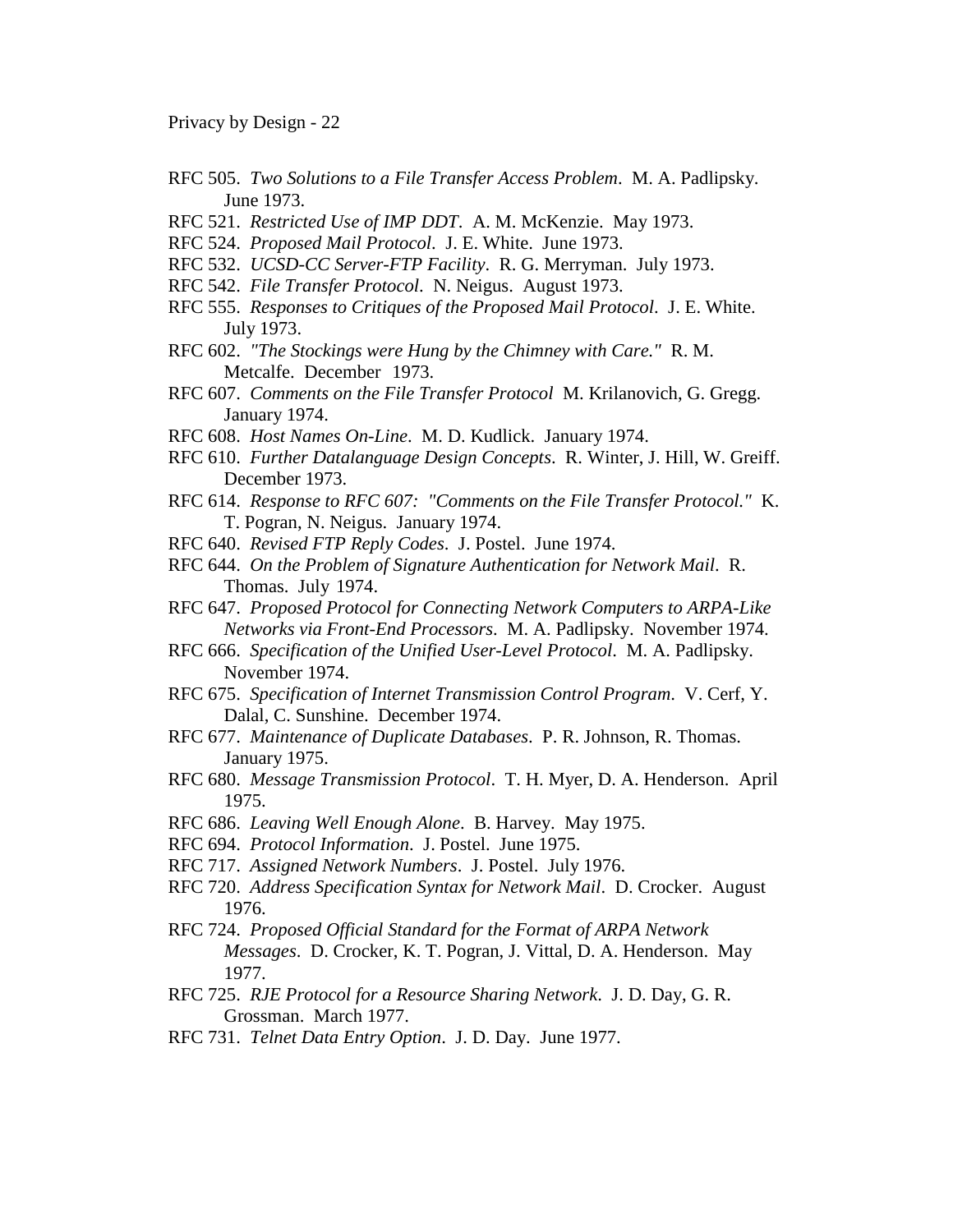- RFC 505. *Two Solutions to a File Transfer Access Problem*. M. A. Padlipsky. June 1973.
- RFC 521. *Restricted Use of IMP DDT*. A. M. McKenzie. May 1973.
- RFC 524. *Proposed Mail Protocol*. J. E. White. June 1973.
- RFC 532. *UCSD-CC Server-FTP Facility*. R. G. Merryman. July 1973.
- RFC 542. *File Transfer Protocol*. N. Neigus. August 1973.
- RFC 555. *Responses to Critiques of the Proposed Mail Protocol*. J. E. White. July 1973.
- RFC 602. *"The Stockings were Hung by the Chimney with Care."* R. M. Metcalfe. December 1973.
- RFC 607. *Comments on the File Transfer Protocol* M. Krilanovich, G. Gregg. January 1974.
- RFC 608. *Host Names On-Line*. M. D. Kudlick. January 1974.
- RFC 610. *Further Datalanguage Design Concepts*. R. Winter, J. Hill, W. Greiff. December 1973.
- RFC 614. *Response to RFC 607: "Comments on the File Transfer Protocol."* K. T. Pogran, N. Neigus. January 1974.
- RFC 640. *Revised FTP Reply Codes*. J. Postel. June 1974.
- RFC 644. *On the Problem of Signature Authentication for Network Mail*. R. Thomas. July 1974.
- RFC 647. *Proposed Protocol for Connecting Network Computers to ARPA-Like Networks via Front-End Processors*. M. A. Padlipsky. November 1974.
- RFC 666. *Specification of the Unified User-Level Protocol*. M. A. Padlipsky. November 1974.
- RFC 675. *Specification of Internet Transmission Control Program*. V. Cerf, Y. Dalal, C. Sunshine. December 1974.
- RFC 677. *Maintenance of Duplicate Databases*. P. R. Johnson, R. Thomas. January 1975.
- RFC 680. *Message Transmission Protocol*. T. H. Myer, D. A. Henderson. April 1975.
- RFC 686. *Leaving Well Enough Alone*. B. Harvey. May 1975.
- RFC 694. *Protocol Information*. J. Postel. June 1975.
- RFC 717. *Assigned Network Numbers*. J. Postel. July 1976.
- RFC 720. *Address Specification Syntax for Network Mail*. D. Crocker. August 1976.
- RFC 724. *Proposed Official Standard for the Format of ARPA Network Messages*. D. Crocker, K. T. Pogran, J. Vittal, D. A. Henderson. May 1977.
- RFC 725. *RJE Protocol for a Resource Sharing Network*. J. D. Day, G. R. Grossman. March 1977.
- RFC 731. *Telnet Data Entry Option*. J. D. Day. June 1977.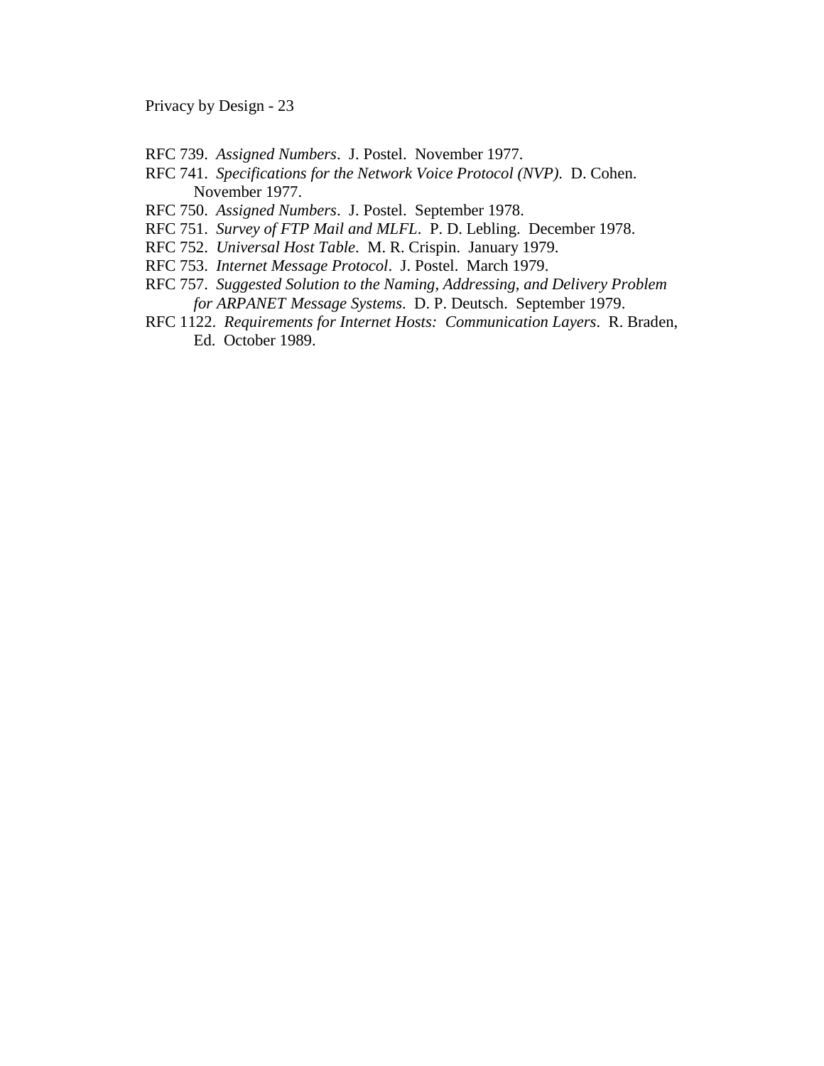RFC 739. *Assigned Numbers*. J. Postel. November 1977.

RFC 741. *Specifications for the Network Voice Protocol (NVP)*. D. Cohen. November 1977.

RFC 750. *Assigned Numbers*. J. Postel. September 1978.

RFC 751. *Survey of FTP Mail and MLFL*. P. D. Lebling. December 1978.

RFC 752. *Universal Host Table*. M. R. Crispin. January 1979.

RFC 753. *Internet Message Protocol*. J. Postel. March 1979.

RFC 757. *Suggested Solution to the Naming, Addressing, and Delivery Problem for ARPANET Message Systems*. D. P. Deutsch. September 1979.

RFC 1122. *Requirements for Internet Hosts: Communication Layers*. R. Braden, Ed. October 1989.